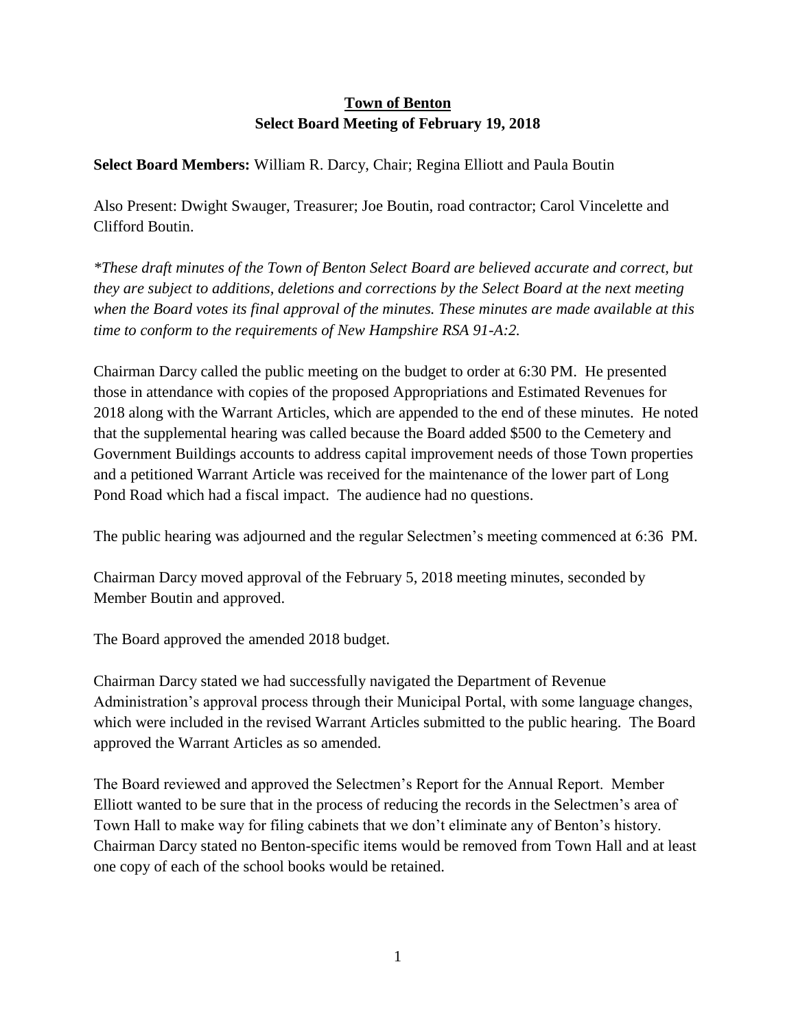# Town of Benton
## Select Board Meeting of February 19, 2018

**Select Board Members:** William R. Darcy, Chair; Regina Elliott and Paula Boutin

Also Present: Dwight Swauger, Treasurer; Joe Boutin, road contractor; Carol Vincelette and Clifford Boutin.

*\*These draft minutes of the Town of Benton Select Board are believed accurate and correct, but they are subject to additions, deletions and corrections by the Select Board at the next meeting when the Board votes its final approval of the minutes. These minutes are made available at this time to conform to the requirements of New Hampshire RSA 91-A:2.*

Chairman Darcy called the public meeting on the budget to order at 6:30 PM. He presented those in attendance with copies of the proposed Appropriations and Estimated Revenues for 2018 along with the Warrant Articles, which are appended to the end of these minutes. He noted that the supplemental hearing was called because the Board added $500 to the Cemetery and Government Buildings accounts to address capital improvement needs of those Town properties and a petitioned Warrant Article was received for the maintenance of the lower part of Long Pond Road which had a fiscal impact. The audience had no questions.

The public hearing was adjourned and the regular Selectmen's meeting commenced at 6:36 PM.

Chairman Darcy moved approval of the February 5, 2018 meeting minutes, seconded by Member Boutin and approved.

The Board approved the amended 2018 budget.

Chairman Darcy stated we had successfully navigated the Department of Revenue Administration's approval process through their Municipal Portal, with some language changes, which were included in the revised Warrant Articles submitted to the public hearing. The Board approved the Warrant Articles as so amended.

The Board reviewed and approved the Selectmen's Report for the Annual Report. Member Elliott wanted to be sure that in the process of reducing the records in the Selectmen's area of Town Hall to make way for filing cabinets that we don't eliminate any of Benton's history. Chairman Darcy stated no Benton-specific items would be removed from Town Hall and at least one copy of each of the school books would be retained.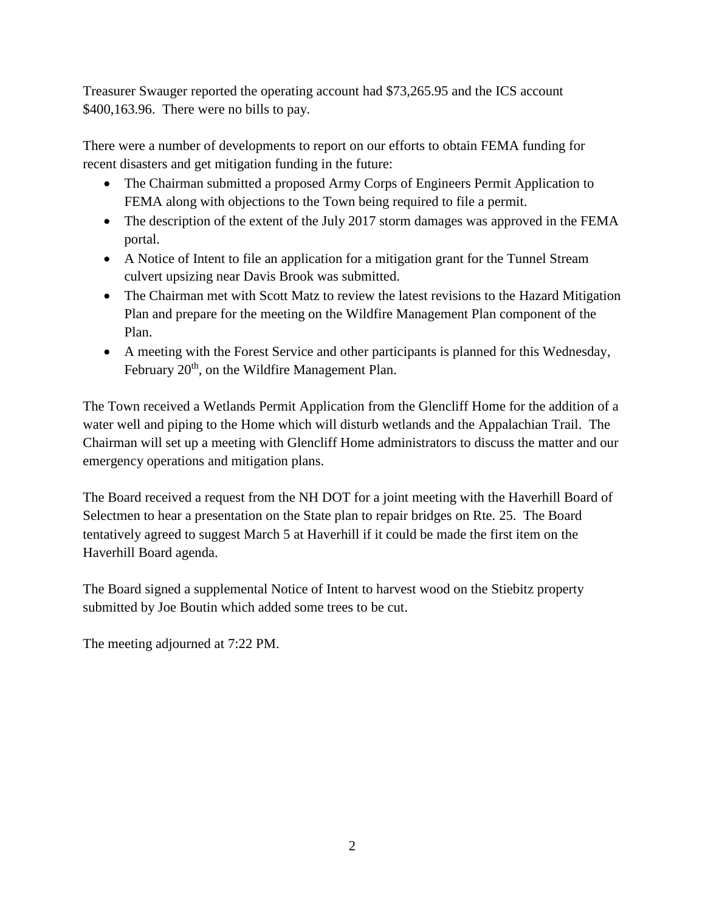Treasurer Swauger reported the operating account had $73,265.95 and the ICS account $400,163.96. There were no bills to pay.

There were a number of developments to report on our efforts to obtain FEMA funding for recent disasters and get mitigation funding in the future:

- The Chairman submitted a proposed Army Corps of Engineers Permit Application to FEMA along with objections to the Town being required to file a permit.
- The description of the extent of the July 2017 storm damages was approved in the FEMA portal.
- A Notice of Intent to file an application for a mitigation grant for the Tunnel Stream culvert upsizing near Davis Brook was submitted.
- The Chairman met with Scott Matz to review the latest revisions to the Hazard Mitigation Plan and prepare for the meeting on the Wildfire Management Plan component of the Plan.
- A meeting with the Forest Service and other participants is planned for this Wednesday, February 20th, on the Wildfire Management Plan.

The Town received a Wetlands Permit Application from the Glencliff Home for the addition of a water well and piping to the Home which will disturb wetlands and the Appalachian Trail. The Chairman will set up a meeting with Glencliff Home administrators to discuss the matter and our emergency operations and mitigation plans.

The Board received a request from the NH DOT for a joint meeting with the Haverhill Board of Selectmen to hear a presentation on the State plan to repair bridges on Rte. 25. The Board tentatively agreed to suggest March 5 at Haverhill if it could be made the first item on the Haverhill Board agenda.

The Board signed a supplemental Notice of Intent to harvest wood on the Stiebitz property submitted by Joe Boutin which added some trees to be cut.

The meeting adjourned at 7:22 PM.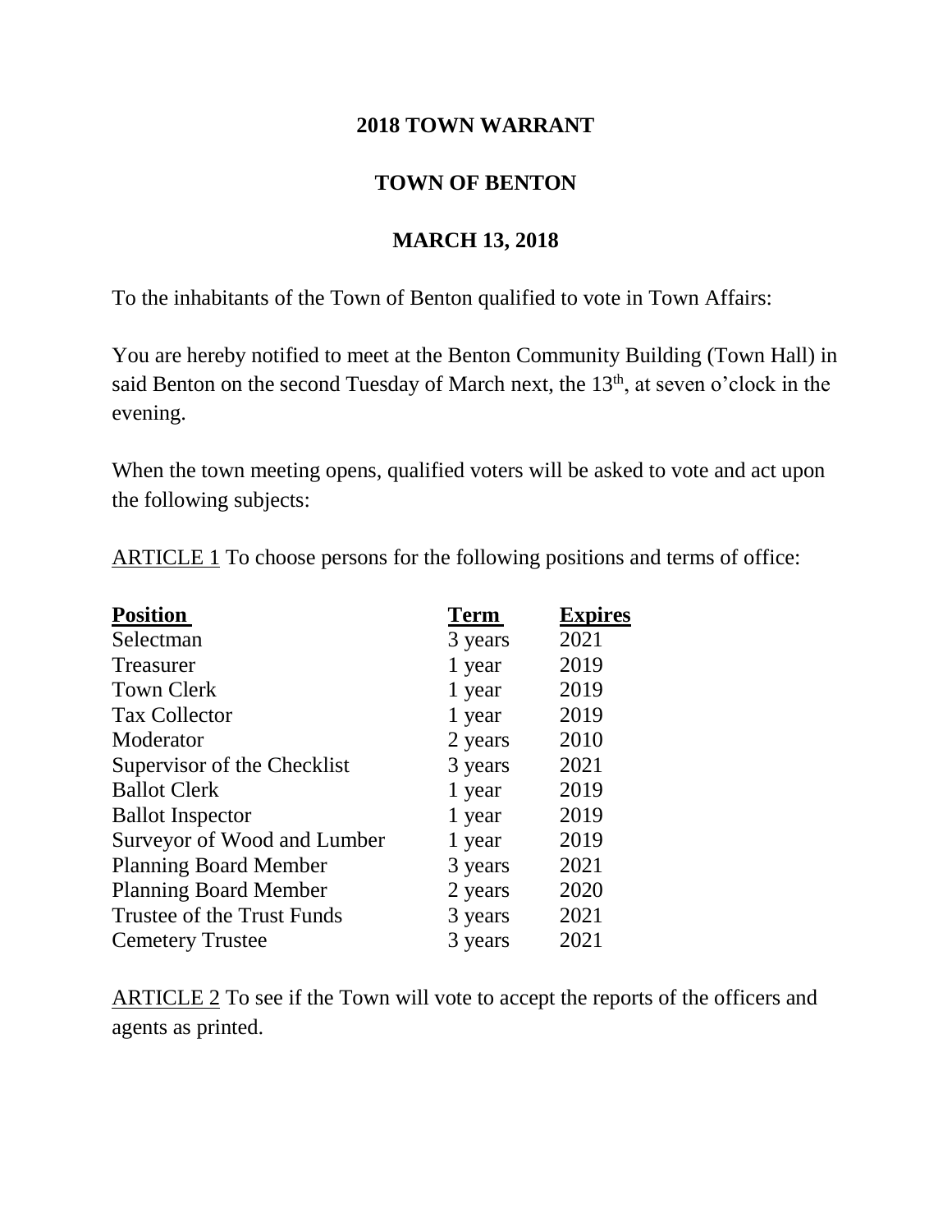**2018 TOWN WARRANT**

**TOWN OF BENTON**

**MARCH 13, 2018**

To the inhabitants of the Town of Benton qualified to vote in Town Affairs:

You are hereby notified to meet at the Benton Community Building (Town Hall) in said Benton on the second Tuesday of March next, the 13th, at seven o'clock in the evening.

When the town meeting opens, qualified voters will be asked to vote and act upon the following subjects:

ARTICLE 1 To choose persons for the following positions and terms of office:

| **Position** | **Term** | **Expires** |
|---|---|---|
| Selectman | 3 years | 2021 |
| Treasurer | 1 year | 2019 |
| Town Clerk | 1 year | 2019 |
| Tax Collector | 1 year | 2019 |
| Moderator | 2 years | 2010 |
| Supervisor of the Checklist | 3 years | 2021 |
| Ballot Clerk | 1 year | 2019 |
| Ballot Inspector | 1 year | 2019 |
| Surveyor of Wood and Lumber | 1 year | 2019 |
| Planning Board Member | 3 years | 2021 |
| Planning Board Member | 2 years | 2020 |
| Trustee of the Trust Funds | 3 years | 2021 |
| Cemetery Trustee | 3 years | 2021 |

ARTICLE 2 To see if the Town will vote to accept the reports of the officers and agents as printed.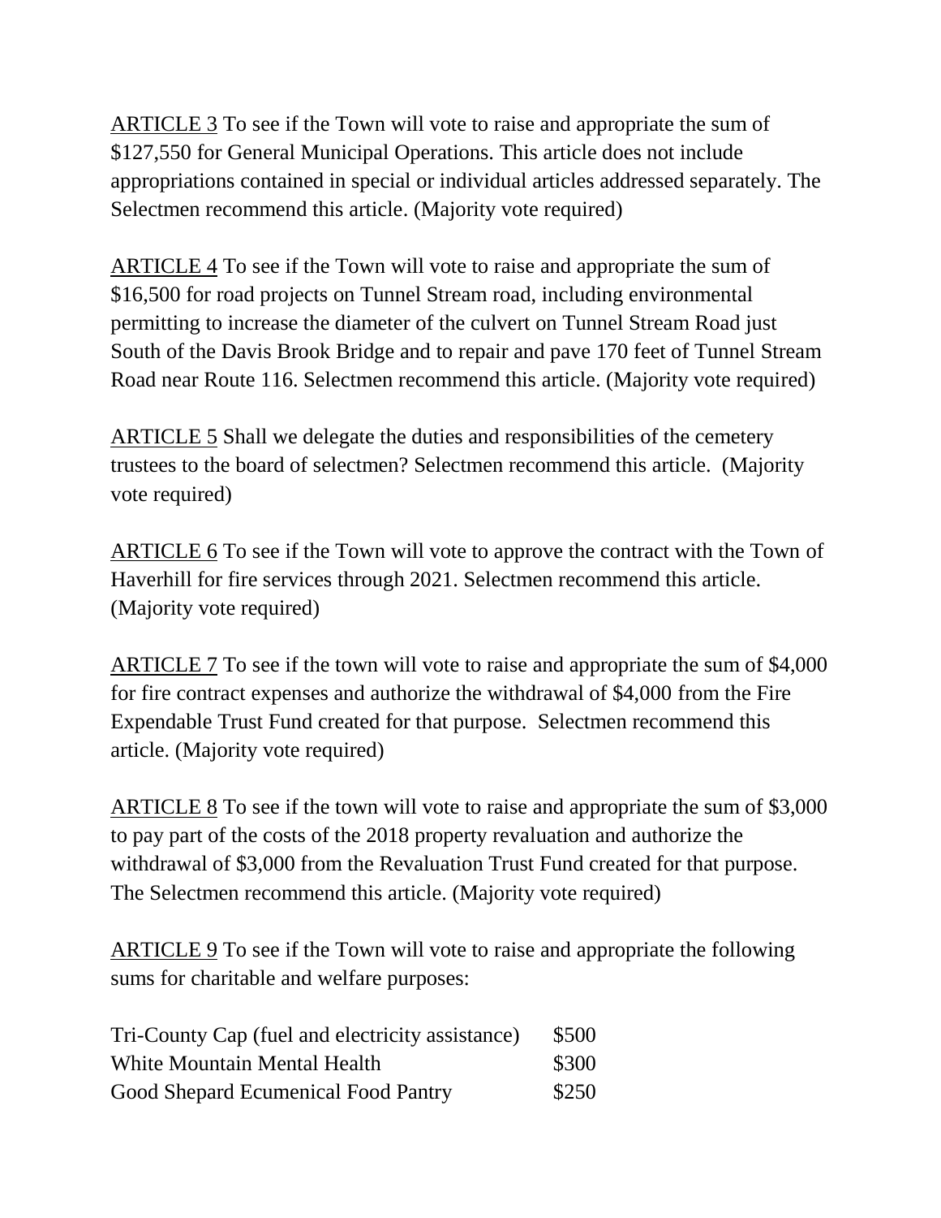<u>ARTICLE 3</u> To see if the Town will vote to raise and appropriate the sum of $127,550 for General Municipal Operations. This article does not include appropriations contained in special or individual articles addressed separately. The Selectmen recommend this article. (Majority vote required)

<u>ARTICLE 4</u> To see if the Town will vote to raise and appropriate the sum of $16,500 for road projects on Tunnel Stream road, including environmental permitting to increase the diameter of the culvert on Tunnel Stream Road just South of the Davis Brook Bridge and to repair and pave 170 feet of Tunnel Stream Road near Route 116. Selectmen recommend this article. (Majority vote required)

<u>ARTICLE 5</u> Shall we delegate the duties and responsibilities of the cemetery trustees to the board of selectmen? Selectmen recommend this article. (Majority vote required)

<u>ARTICLE 6</u> To see if the Town will vote to approve the contract with the Town of Haverhill for fire services through 2021. Selectmen recommend this article. (Majority vote required)

<u>ARTICLE 7</u> To see if the town will vote to raise and appropriate the sum of $4,000 for fire contract expenses and authorize the withdrawal of $4,000 from the Fire Expendable Trust Fund created for that purpose. Selectmen recommend this article. (Majority vote required)

<u>ARTICLE 8</u> To see if the town will vote to raise and appropriate the sum of $3,000 to pay part of the costs of the 2018 property revaluation and authorize the withdrawal of $3,000 from the Revaluation Trust Fund created for that purpose. The Selectmen recommend this article. (Majority vote required)

<u>ARTICLE 9</u> To see if the Town will vote to raise and appropriate the following sums for charitable and welfare purposes:

| | |
|---|---|
| Tri-County Cap (fuel and electricity assistance) | $500 |
| White Mountain Mental Health | $300 |
| Good Shepard Ecumenical Food Pantry | $250 |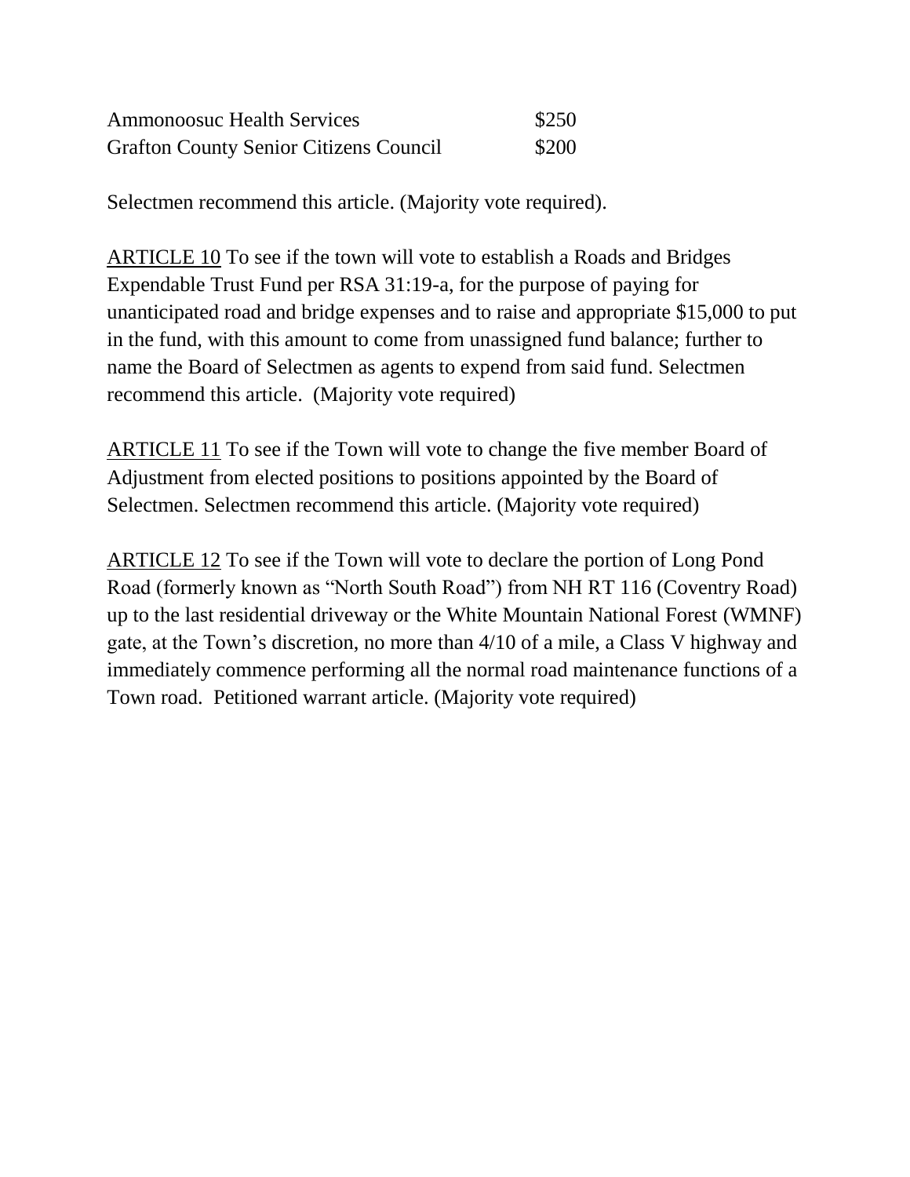| | |
|---|---|
| Ammonoosuc Health Services | $250 |
| Grafton County Senior Citizens Council | $200 |

Selectmen recommend this article. (Majority vote required).

ARTICLE 10 To see if the town will vote to establish a Roads and Bridges Expendable Trust Fund per RSA 31:19-a, for the purpose of paying for unanticipated road and bridge expenses and to raise and appropriate $15,000 to put in the fund, with this amount to come from unassigned fund balance; further to name the Board of Selectmen as agents to expend from said fund. Selectmen recommend this article. (Majority vote required)

ARTICLE 11 To see if the Town will vote to change the five member Board of Adjustment from elected positions to positions appointed by the Board of Selectmen. Selectmen recommend this article. (Majority vote required)

ARTICLE 12 To see if the Town will vote to declare the portion of Long Pond Road (formerly known as "North South Road") from NH RT 116 (Coventry Road) up to the last residential driveway or the White Mountain National Forest (WMNF) gate, at the Town's discretion, no more than 4/10 of a mile, a Class V highway and immediately commence performing all the normal road maintenance functions of a Town road. Petitioned warrant article. (Majority vote required)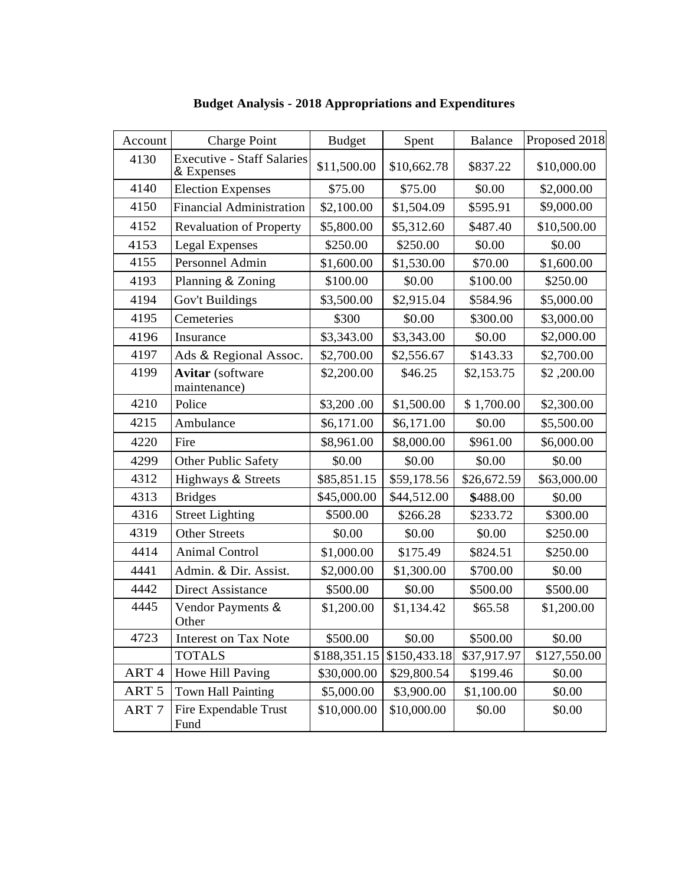**Budget Analysis - 2018 Appropriations and Expenditures**

| Account | Charge Point | Budget | Spent | Balance | Proposed 2018 |
|---|---|---|---|---|---|
| 4130 | Executive - Staff Salaries & Expenses | $11,500.00 | $10,662.78 | $837.22 | $10,000.00 |
| 4140 | Election Expenses | $75.00 | $75.00 | $0.00 | $2,000.00 |
| 4150 | Financial Administration | $2,100.00 | $1,504.09 | $595.91 | $9,000.00 |
| 4152 | Revaluation of Property | $5,800.00 | $5,312.60 | $487.40 | $10,500.00 |
| 4153 | Legal Expenses | $250.00 | $250.00 | $0.00 | $0.00 |
| 4155 | Personnel Admin | $1,600.00 | $1,530.00 | $70.00 | $1,600.00 |
| 4193 | Planning & Zoning | $100.00 | $0.00 | $100.00 | $250.00 |
| 4194 | Gov't Buildings | $3,500.00 | $2,915.04 | $584.96 | $5,000.00 |
| 4195 | Cemeteries | $300 | $0.00 | $300.00 | $3,000.00 |
| 4196 | Insurance | $3,343.00 | $3,343.00 | $0.00 | $2,000.00 |
| 4197 | Ads & Regional Assoc. | $2,700.00 | $2,556.67 | $143.33 | $2,700.00 |
| 4199 | **Avitar** (software maintenance) | $2,200.00 | $46.25 | $2,153.75 | $2 ,200.00 |
| 4210 | Police | $3,200 .00 | $1,500.00 | $ 1,700.00 | $2,300.00 |
| 4215 | Ambulance | $6,171.00 | $6,171.00 | $0.00 | $5,500.00 |
| 4220 | Fire | $8,961.00 | $8,000.00 | $961.00 | $6,000.00 |
| 4299 | Other Public Safety | $0.00 | $0.00 | $0.00 | $0.00 |
| 4312 | Highways & Streets | $85,851.15 | $59,178.56 | $26,672.59 | $63,000.00 |
| 4313 | Bridges | $45,000.00 | $44,512.00 | $488.00 | $0.00 |
| 4316 | Street Lighting | $500.00 | $266.28 | $233.72 | $300.00 |
| 4319 | Other Streets | $0.00 | $0.00 | $0.00 | $250.00 |
| 4414 | Animal Control | $1,000.00 | $175.49 | $824.51 | $250.00 |
| 4441 | Admin. & Dir. Assist. | $2,000.00 | $1,300.00 | $700.00 | $0.00 |
| 4442 | Direct Assistance | $500.00 | $0.00 | $500.00 | $500.00 |
| 4445 | Vendor Payments & Other | $1,200.00 | $1,134.42 | $65.58 | $1,200.00 |
| 4723 | Interest on Tax Note | $500.00 | $0.00 | $500.00 | $0.00 |
| | TOTALS | $188,351.15 | $150,433.18 | $37,917.97 | $127,550.00 |
| ART 4 | Howe Hill Paving | $30,000.00 | $29,800.54 | $199.46 | $0.00 |
| ART 5 | Town Hall Painting | $5,000.00 | $3,900.00 | $1,100.00 | $0.00 |
| ART 7 | Fire Expendable Trust Fund | $10,000.00 | $10,000.00 | $0.00 | $0.00 |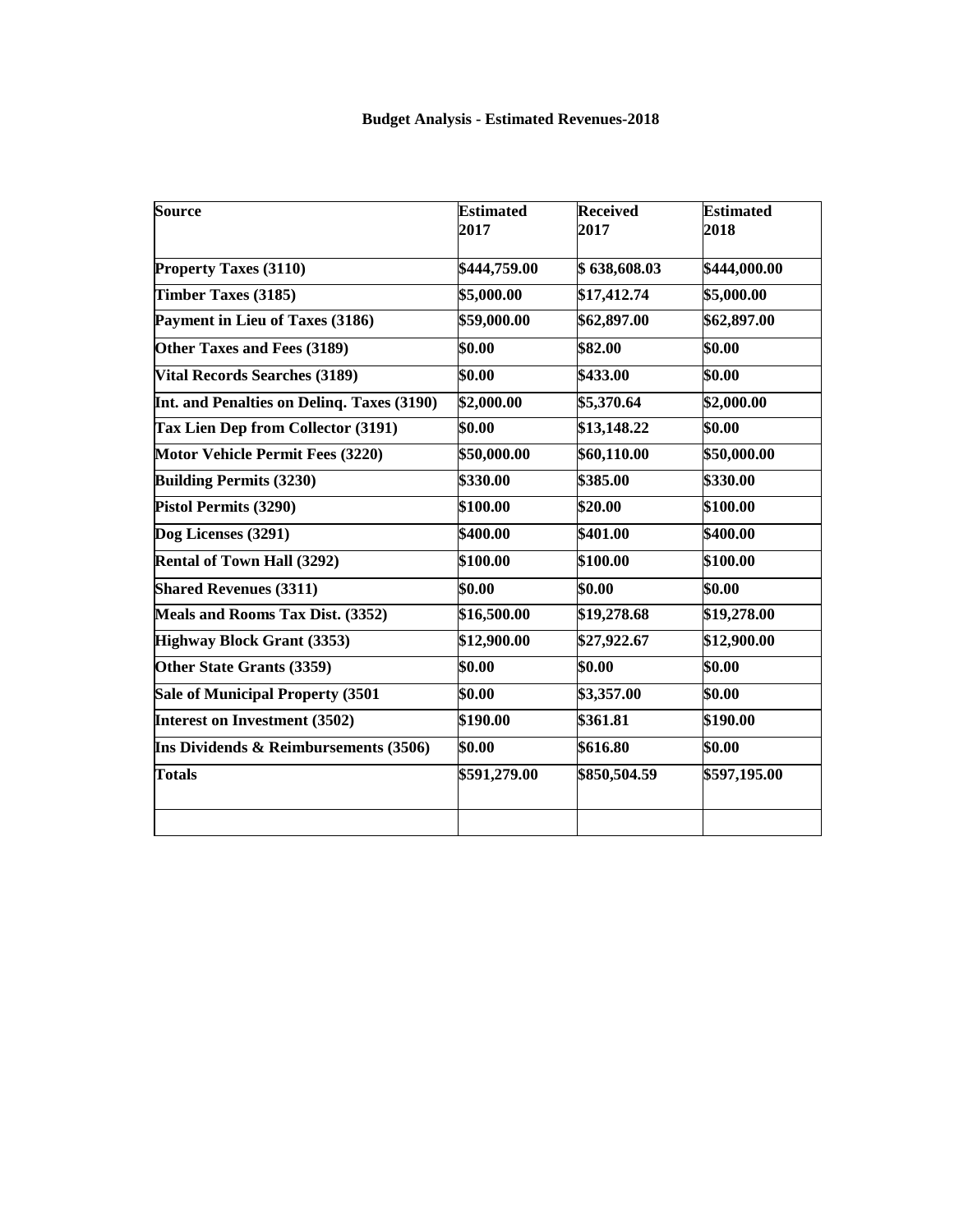**Budget Analysis - Estimated Revenues-2018**

| Source | Estimated 2017 | Received 2017 | Estimated 2018 |
|---|---|---|---|
| **Property Taxes (3110)** | **$444,759.00** | **$ 638,608.03** | **$444,000.00** |
| **Timber Taxes (3185)** | **$5,000.00** | **$17,412.74** | **$5,000.00** |
| **Payment in Lieu of Taxes (3186)** | **$59,000.00** | **$62,897.00** | **$62,897.00** |
| **Other Taxes and Fees (3189)** | **$0.00** | **$82.00** | **$0.00** |
| **Vital Records Searches (3189)** | **$0.00** | **$433.00** | **$0.00** |
| **Int. and Penalties on Delinq. Taxes (3190)** | **$2,000.00** | **$5,370.64** | **$2,000.00** |
| **Tax Lien Dep from Collector (3191)** | **$0.00** | **$13,148.22** | **$0.00** |
| **Motor Vehicle Permit Fees (3220)** | **$50,000.00** | **$60,110.00** | **$50,000.00** |
| **Building Permits (3230)** | **$330.00** | **$385.00** | **$330.00** |
| **Pistol Permits (3290)** | **$100.00** | **$20.00** | **$100.00** |
| **Dog Licenses (3291)** | **$400.00** | **$401.00** | **$400.00** |
| **Rental of Town Hall (3292)** | **$100.00** | **$100.00** | **$100.00** |
| **Shared Revenues (3311)** | **$0.00** | **$0.00** | **$0.00** |
| **Meals and Rooms Tax Dist. (3352)** | **$16,500.00** | **$19,278.68** | **$19,278.00** |
| **Highway Block Grant (3353)** | **$12,900.00** | **$27,922.67** | **$12,900.00** |
| **Other State Grants (3359)** | **$0.00** | **$0.00** | **$0.00** |
| **Sale of Municipal Property (3501** | **$0.00** | **$3,357.00** | **$0.00** |
| **Interest on Investment (3502)** | **$190.00** | **$361.81** | **$190.00** |
| **Ins Dividends & Reimbursements (3506)** | **$0.00** | **$616.80** | **$0.00** |
| **Totals** | **$591,279.00** | **$850,504.59** | **$597,195.00** |
| | | | |